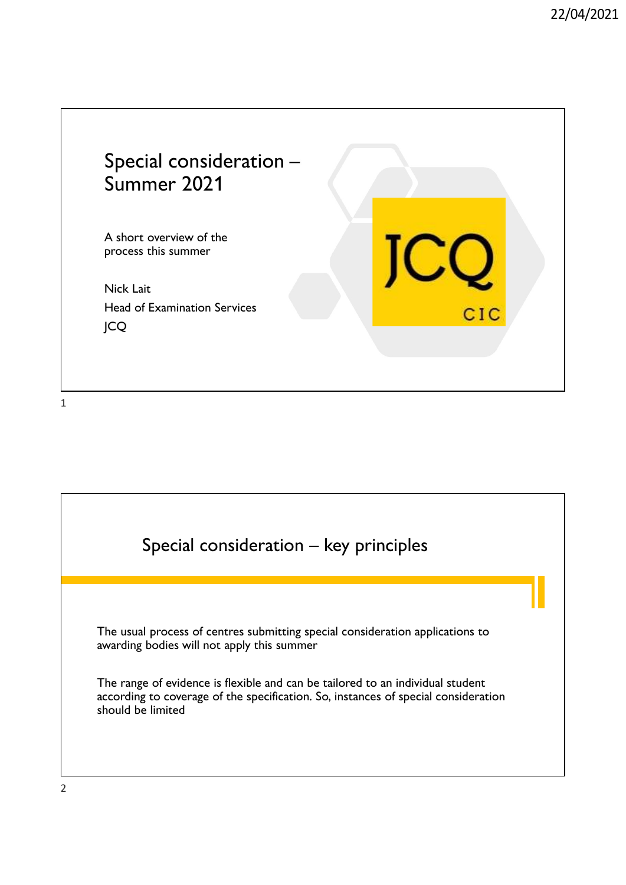# Special consideration – Summer 2021

A short overview of the process this summer

Nick Lait
Head of Examination Services
JCQ

## Special consideration – key principles

The usual process of centres submitting special consideration applications to awarding bodies will not apply this summer

The range of evidence is flexible and can be tailored to an individual student according to coverage of the specification. So, instances of special consideration should be limited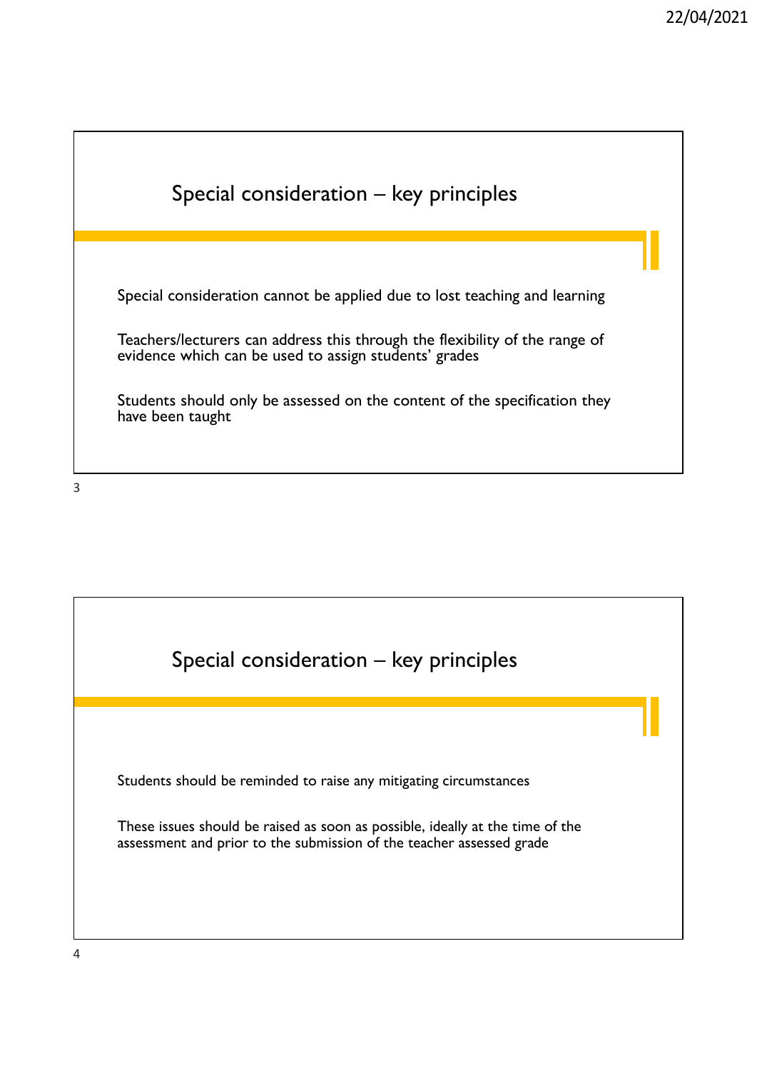## Special consideration – key principles

Special consideration cannot be applied due to lost teaching and learning

Teachers/lecturers can address this through the flexibility of the range of evidence which can be used to assign students' grades

Students should only be assessed on the content of the specification they have been taught

## Special consideration – key principles

Students should be reminded to raise any mitigating circumstances

These issues should be raised as soon as possible, ideally at the time of the assessment and prior to the submission of the teacher assessed grade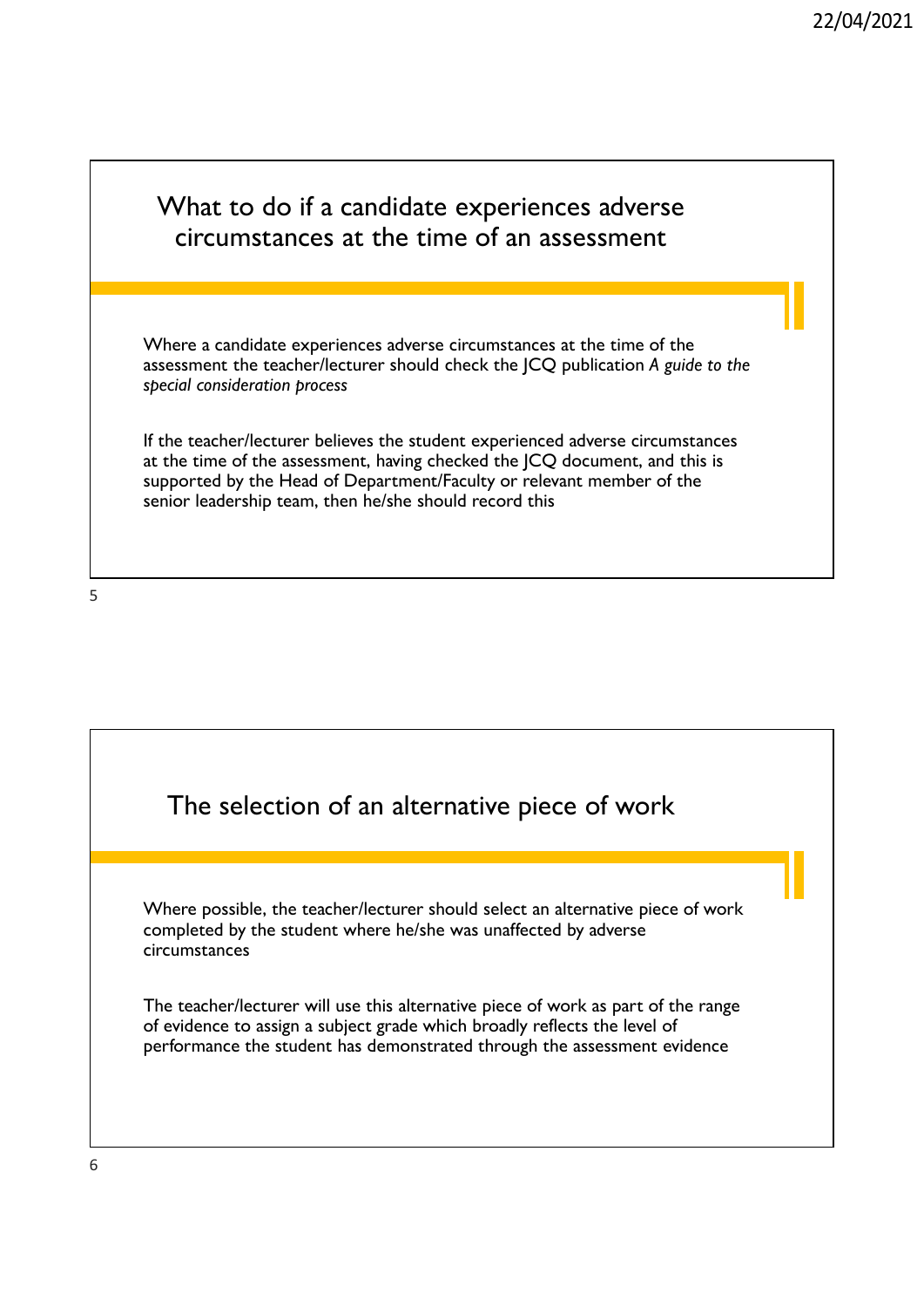## What to do if a candidate experiences adverse circumstances at the time of an assessment

Where a candidate experiences adverse circumstances at the time of the assessment the teacher/lecturer should check the JCQ publication *A guide to the special consideration process*

If the teacher/lecturer believes the student experienced adverse circumstances at the time of the assessment, having checked the JCQ document, and this is supported by the Head of Department/Faculty or relevant member of the senior leadership team, then he/she should record this

## The selection of an alternative piece of work

Where possible, the teacher/lecturer should select an alternative piece of work completed by the student where he/she was unaffected by adverse circumstances

The teacher/lecturer will use this alternative piece of work as part of the range of evidence to assign a subject grade which broadly reflects the level of performance the student has demonstrated through the assessment evidence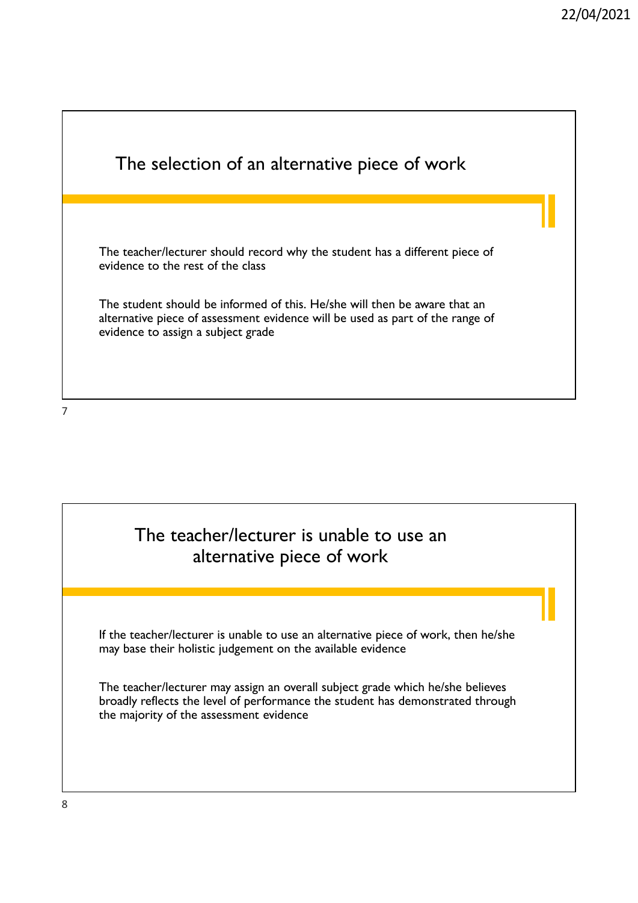## The selection of an alternative piece of work

The teacher/lecturer should record why the student has a different piece of evidence to the rest of the class

The student should be informed of this. He/she will then be aware that an alternative piece of assessment evidence will be used as part of the range of evidence to assign a subject grade

## The teacher/lecturer is unable to use an alternative piece of work

If the teacher/lecturer is unable to use an alternative piece of work, then he/she may base their holistic judgement on the available evidence

The teacher/lecturer may assign an overall subject grade which he/she believes broadly reflects the level of performance the student has demonstrated through the majority of the assessment evidence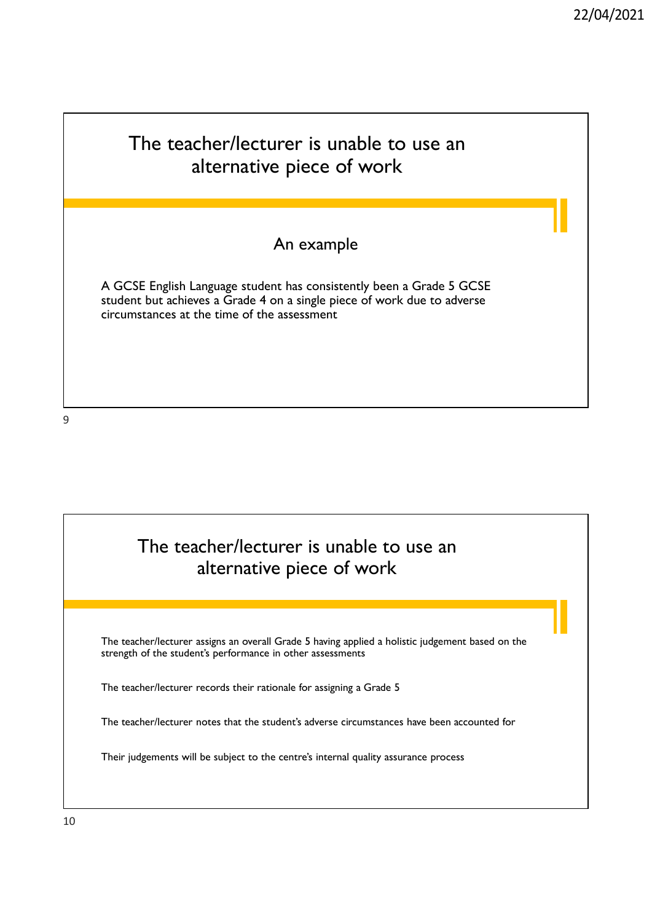## The teacher/lecturer is unable to use an alternative piece of work

### An example

A GCSE English Language student has consistently been a Grade 5 GCSE student but achieves a Grade 4 on a single piece of work due to adverse circumstances at the time of the assessment

## The teacher/lecturer is unable to use an alternative piece of work

The teacher/lecturer assigns an overall Grade 5 having applied a holistic judgement based on the strength of the student's performance in other assessments

The teacher/lecturer records their rationale for assigning a Grade 5

The teacher/lecturer notes that the student's adverse circumstances have been accounted for

Their judgements will be subject to the centre's internal quality assurance process